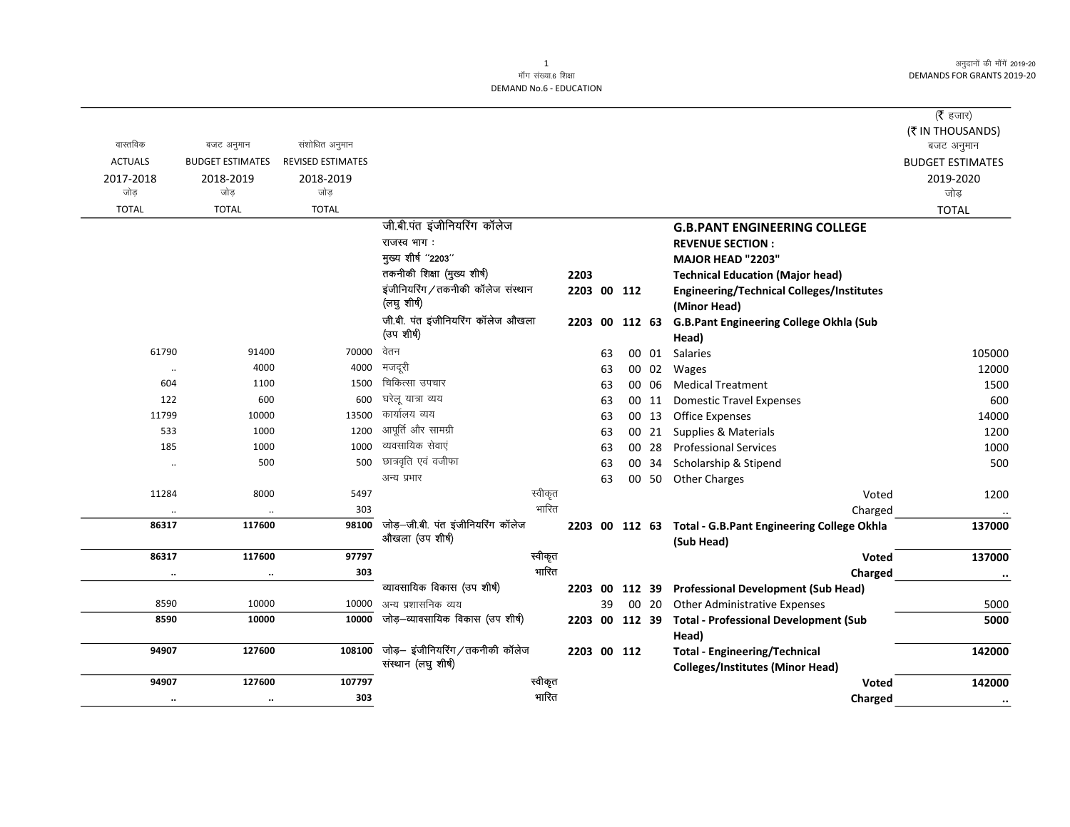# DEMAND No.6 - EDUCATION

माँग संख्या.6 शिक्षा

अनुदानों की माँगें 2019-20

DEMANDS FOR GRANTS 2019-20

(₹ हजार)
(₹ IN THOUSANDS)

| वास्तविक ACTUALS 2017-2018 जोड़ TOTAL | बजट अनुमान BUDGET ESTIMATES 2018-2019 जोड़ TOTAL | संशोधित अनुमान REVISED ESTIMATES 2018-2019 जोड़ TOTAL | | | | | | | बजट अनुमान BUDGET ESTIMATES 2019-2020 जोड़ TOTAL |
|---|---|---|---|---|---|---|---|---|---|
| | | | जी.बी.पंत इंजीनियरिंग कॉलेज | | | | | **G.B.PANT ENGINEERING COLLEGE** | |
| | | | राजस्व भाग : | | | | | **REVENUE SECTION :** | |
| | | | मुख्य शीर्ष "2203" | | | | | **MAJOR HEAD "2203"** | |
| | | | तकनीकी शिक्षा (मुख्य शीर्ष) | 2203 | | | | **Technical Education (Major head)** | |
| | | | इंजीनियरिंग/तकनीकी कॉलेज संस्थान (लघु शीर्ष) | 2203 | 00 | 112 | | **Engineering/Technical Colleges/Institutes (Minor Head)** | |
| | | | जी.बी. पंत इंजीनियरिंग कॉलेज औखला (उप शीर्ष) | 2203 | 00 | 112 | 63 | **G.B.Pant Engineering College Okhla (Sub Head)** | |
| 61790 | 91400 | 70000 | वेतन | | 63 | 00 | 01 | Salaries | 105000 |
| .. | 4000 | 4000 | मजदूरी | | 63 | 00 | 02 | Wages | 12000 |
| 604 | 1100 | 1500 | चिकित्सा उपचार | | 63 | 00 | 06 | Medical Treatment | 1500 |
| 122 | 600 | 600 | घरेलू यात्रा व्यय | | 63 | 00 | 11 | Domestic Travel Expenses | 600 |
| 11799 | 10000 | 13500 | कार्यालय व्यय | | 63 | 00 | 13 | Office Expenses | 14000 |
| 533 | 1000 | 1200 | आपूर्ति और सामग्री | | 63 | 00 | 21 | Supplies & Materials | 1200 |
| 185 | 1000 | 1000 | व्यवसायिक सेवाएं | | 63 | 00 | 28 | Professional Services | 1000 |
| .. | 500 | 500 | छात्रवृति एवं वजीफा | | 63 | 00 | 34 | Scholarship & Stipend | 500 |
| | | | अन्य प्रभार | | 63 | 00 | 50 | Other Charges | |
| 11284 | 8000 | 5497 | स्वीकृत | | | | | Voted | 1200 |
| .. | .. | 303 | भारित | | | | | Charged | .. |
| **86317** | **117600** | **98100** | जोड़–जी.बी. पंत इंजीनियरिंग कॉलेज औखला (उप शीर्ष) | 2203 | 00 | 112 | 63 | **Total - G.B.Pant Engineering College Okhla (Sub Head)** | **137000** |
| **86317** | **117600** | **97797** | स्वीकृत | | | | | **Voted** | **137000** |
| **..** | **..** | **303** | भारित | | | | | **Charged** | **..** |
| | | | व्यावसायिक विकास (उप शीर्ष) | 2203 | 00 | 112 | 39 | **Professional Development (Sub Head)** | |
| 8590 | 10000 | 10000 | अन्य प्रशासनिक व्यय | | 39 | 00 | 20 | Other Administrative Expenses | 5000 |
| **8590** | **10000** | **10000** | जोड़–व्यावसायिक विकास (उप शीर्ष) | 2203 | 00 | 112 | 39 | **Total - Professional Development (Sub Head)** | **5000** |
| **94907** | **127600** | **108100** | जोड़– इंजीनियरिंग/तकनीकी कॉलेज संस्थान (लघु शीर्ष) | 2203 | 00 | 112 | | **Total - Engineering/Technical Colleges/Institutes (Minor Head)** | **142000** |
| **94907** | **127600** | **107797** | स्वीकृत | | | | | **Voted** | **142000** |
| **..** | **..** | **303** | भारित | | | | | **Charged** | **..** |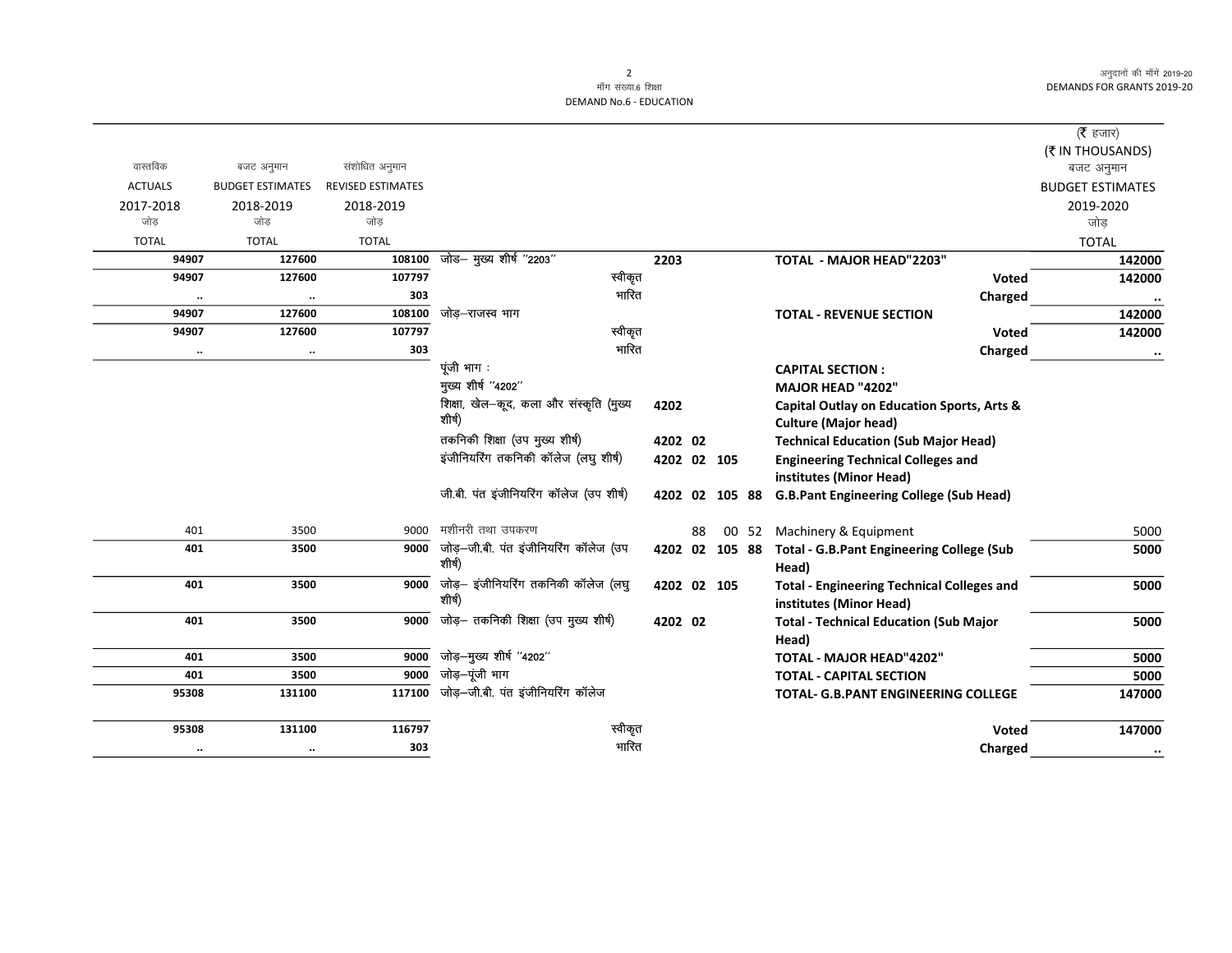माँग संख्या.6 शिक्षा
DEMAND No.6 - EDUCATION

अनुदानों की माँगें 2019-20
DEMANDS FOR GRANTS 2019-20

(₹ हजार)
(₹ IN THOUSANDS)

| वास्तविक ACTUALS 2017-2018 जोड़ TOTAL | बजट अनुमान BUDGET ESTIMATES 2018-2019 जोड़ TOTAL | संशोधित अनुमान REVISED ESTIMATES 2018-2019 जोड़ TOTAL | | | | बजट अनुमान BUDGET ESTIMATES 2019-2020 जोड़ TOTAL |
|---|---|---|---|---|---|---|
| **94907** | **127600** | **108100** | जोड़– मुख्य शीर्ष ''2203'' | **2203** | **TOTAL - MAJOR HEAD"2203"** | **142000** |
| **94907** | **127600** | **107797** | स्वीकृत | | **Voted** | **142000** |
| .. | .. | **303** | भारित | | **Charged** | .. |
| **94907** | **127600** | **108100** | जोड़–राजस्व भाग | | **TOTAL - REVENUE SECTION** | **142000** |
| **94907** | **127600** | **107797** | स्वीकृत | | **Voted** | **142000** |
| .. | .. | **303** | भारित | | **Charged** | .. |
| | | | पूंजी भाग : | | **CAPITAL SECTION :** | |
| | | | मुख्य शीर्ष ''4202'' | | **MAJOR HEAD "4202"** | |
| | | | शिक्षा, खेल–कूद, कला और संस्कृति (मुख्य शीर्ष) | **4202** | **Capital Outlay on Education Sports, Arts & Culture (Major head)** | |
| | | | तकनिकी शिक्षा (उप मुख्य शीर्ष) | **4202 02** | **Technical Education (Sub Major Head)** | |
| | | | इंजीनियरिंग तकनिकी कॉलेज (लघु शीर्ष) | **4202 02 105** | **Engineering Technical Colleges and institutes (Minor Head)** | |
| | | | जी.बी. पंत इंजीनियरिंग कॉलेज (उप शीर्ष) | **4202 02 105 88** | **G.B.Pant Engineering College (Sub Head)** | |
| 401 | 3500 | 9000 | मशीनरी तथा उपकरण | 88 00 52 | Machinery & Equipment | 5000 |
| **401** | **3500** | **9000** | जोड़–जी.बी. पंत इंजीनियरिंग कॉलेज (उप शीर्ष) | **4202 02 105 88** | **Total - G.B.Pant Engineering College (Sub Head)** | **5000** |
| **401** | **3500** | **9000** | जोड़– इंजीनियरिंग तकनिकी कॉलेज (लघु शीर्ष) | **4202 02 105** | **Total - Engineering Technical Colleges and institutes (Minor Head)** | **5000** |
| **401** | **3500** | **9000** | जोड़– तकनिकी शिक्षा (उप मुख्य शीर्ष) | **4202 02** | **Total - Technical Education (Sub Major Head)** | **5000** |
| **401** | **3500** | **9000** | जोड़–मुख्य शीर्ष ''4202'' | | **TOTAL - MAJOR HEAD"4202"** | **5000** |
| **401** | **3500** | **9000** | जोड़–पूंजी भाग | | **TOTAL - CAPITAL SECTION** | **5000** |
| **95308** | **131100** | **117100** | जोड़–जी.बी. पंत इंजीनियरिंग कॉलेज | | **TOTAL- G.B.PANT ENGINEERING COLLEGE** | **147000** |
| **95308** | **131100** | **116797** | स्वीकृत | | **Voted** | **147000** |
| .. | .. | **303** | भारित | | **Charged** | .. |